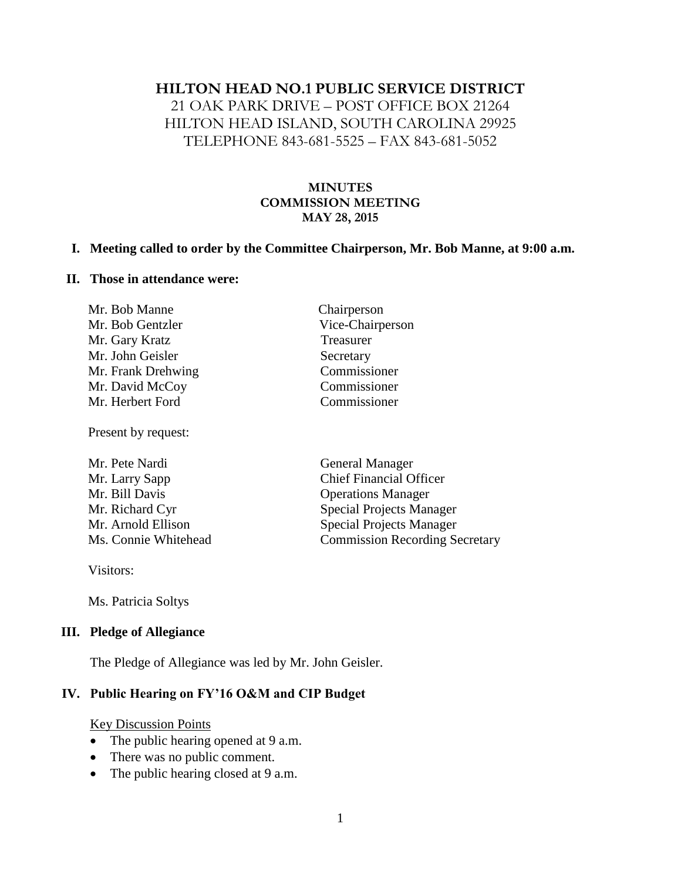# HILTON HEAD NO.1 PUBLIC SERVICE DISTRICT

21 OAK PARK DRIVE – POST OFFICE BOX 21264
HILTON HEAD ISLAND, SOUTH CAROLINA 29925
TELEPHONE 843-681-5525 – FAX 843-681-5052

## MINUTES
## COMMISSION MEETING
## MAY 28, 2015

**I. Meeting called to order by the Committee Chairperson, Mr. Bob Manne, at 9:00 a.m.**

**II. Those in attendance were:**

| | |
|---|---|
| Mr. Bob Manne | Chairperson |
| Mr. Bob Gentzler | Vice-Chairperson |
| Mr. Gary Kratz | Treasurer |
| Mr. John Geisler | Secretary |
| Mr. Frank Drehwing | Commissioner |
| Mr. David McCoy | Commissioner |
| Mr. Herbert Ford | Commissioner |

Present by request:

| | |
|---|---|
| Mr. Pete Nardi | General Manager |
| Mr. Larry Sapp | Chief Financial Officer |
| Mr. Bill Davis | Operations Manager |
| Mr. Richard Cyr | Special Projects Manager |
| Mr. Arnold Ellison | Special Projects Manager |
| Ms. Connie Whitehead | Commission Recording Secretary |

Visitors:

Ms. Patricia Soltys

**III. Pledge of Allegiance**

The Pledge of Allegiance was led by Mr. John Geisler.

**IV. Public Hearing on FY'16 O&M and CIP Budget**

Key Discussion Points

- The public hearing opened at 9 a.m.
- There was no public comment.
- The public hearing closed at 9 a.m.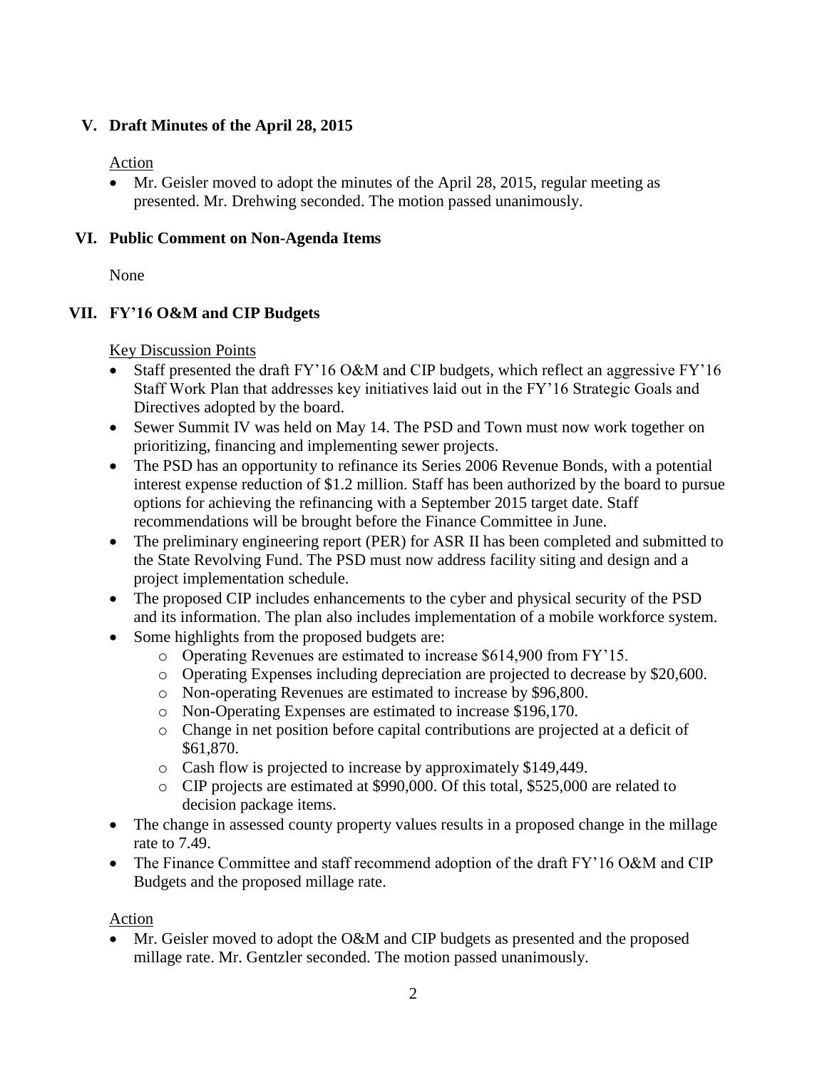## V. Draft Minutes of the April 28, 2015

Action

- Mr. Geisler moved to adopt the minutes of the April 28, 2015, regular meeting as presented. Mr. Drehwing seconded. The motion passed unanimously.

## VI. Public Comment on Non-Agenda Items

None

## VII. FY'16 O&M and CIP Budgets

Key Discussion Points

- Staff presented the draft FY'16 O&M and CIP budgets, which reflect an aggressive FY'16 Staff Work Plan that addresses key initiatives laid out in the FY'16 Strategic Goals and Directives adopted by the board.
- Sewer Summit IV was held on May 14. The PSD and Town must now work together on prioritizing, financing and implementing sewer projects.
- The PSD has an opportunity to refinance its Series 2006 Revenue Bonds, with a potential interest expense reduction of $1.2 million. Staff has been authorized by the board to pursue options for achieving the refinancing with a September 2015 target date. Staff recommendations will be brought before the Finance Committee in June.
- The preliminary engineering report (PER) for ASR II has been completed and submitted to the State Revolving Fund. The PSD must now address facility siting and design and a project implementation schedule.
- The proposed CIP includes enhancements to the cyber and physical security of the PSD and its information. The plan also includes implementation of a mobile workforce system.
- Some highlights from the proposed budgets are:
  - Operating Revenues are estimated to increase $614,900 from FY'15.
  - Operating Expenses including depreciation are projected to decrease by $20,600.
  - Non-operating Revenues are estimated to increase by $96,800.
  - Non-Operating Expenses are estimated to increase $196,170.
  - Change in net position before capital contributions are projected at a deficit of $61,870.
  - Cash flow is projected to increase by approximately $149,449.
  - CIP projects are estimated at $990,000. Of this total, $525,000 are related to decision package items.
- The change in assessed county property values results in a proposed change in the millage rate to 7.49.
- The Finance Committee and staff recommend adoption of the draft FY'16 O&M and CIP Budgets and the proposed millage rate.

Action

- Mr. Geisler moved to adopt the O&M and CIP budgets as presented and the proposed millage rate. Mr. Gentzler seconded. The motion passed unanimously.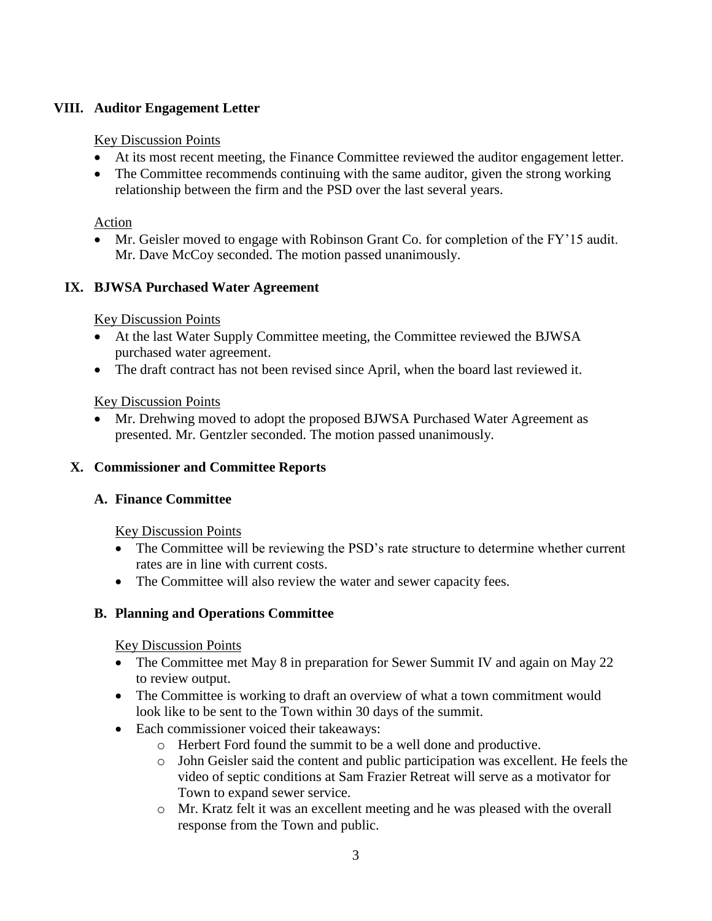## VIII. Auditor Engagement Letter

Key Discussion Points

- At its most recent meeting, the Finance Committee reviewed the auditor engagement letter.
- The Committee recommends continuing with the same auditor, given the strong working relationship between the firm and the PSD over the last several years.

Action

- Mr. Geisler moved to engage with Robinson Grant Co. for completion of the FY'15 audit. Mr. Dave McCoy seconded. The motion passed unanimously.

## IX. BJWSA Purchased Water Agreement

Key Discussion Points

- At the last Water Supply Committee meeting, the Committee reviewed the BJWSA purchased water agreement.
- The draft contract has not been revised since April, when the board last reviewed it.

Key Discussion Points

- Mr. Drehwing moved to adopt the proposed BJWSA Purchased Water Agreement as presented. Mr. Gentzler seconded. The motion passed unanimously.

## X. Commissioner and Committee Reports

### A. Finance Committee

Key Discussion Points

- The Committee will be reviewing the PSD's rate structure to determine whether current rates are in line with current costs.
- The Committee will also review the water and sewer capacity fees.

### B. Planning and Operations Committee

Key Discussion Points

- The Committee met May 8 in preparation for Sewer Summit IV and again on May 22 to review output.
- The Committee is working to draft an overview of what a town commitment would look like to be sent to the Town within 30 days of the summit.
- Each commissioner voiced their takeaways:
  - Herbert Ford found the summit to be a well done and productive.
  - John Geisler said the content and public participation was excellent. He feels the video of septic conditions at Sam Frazier Retreat will serve as a motivator for Town to expand sewer service.
  - Mr. Kratz felt it was an excellent meeting and he was pleased with the overall response from the Town and public.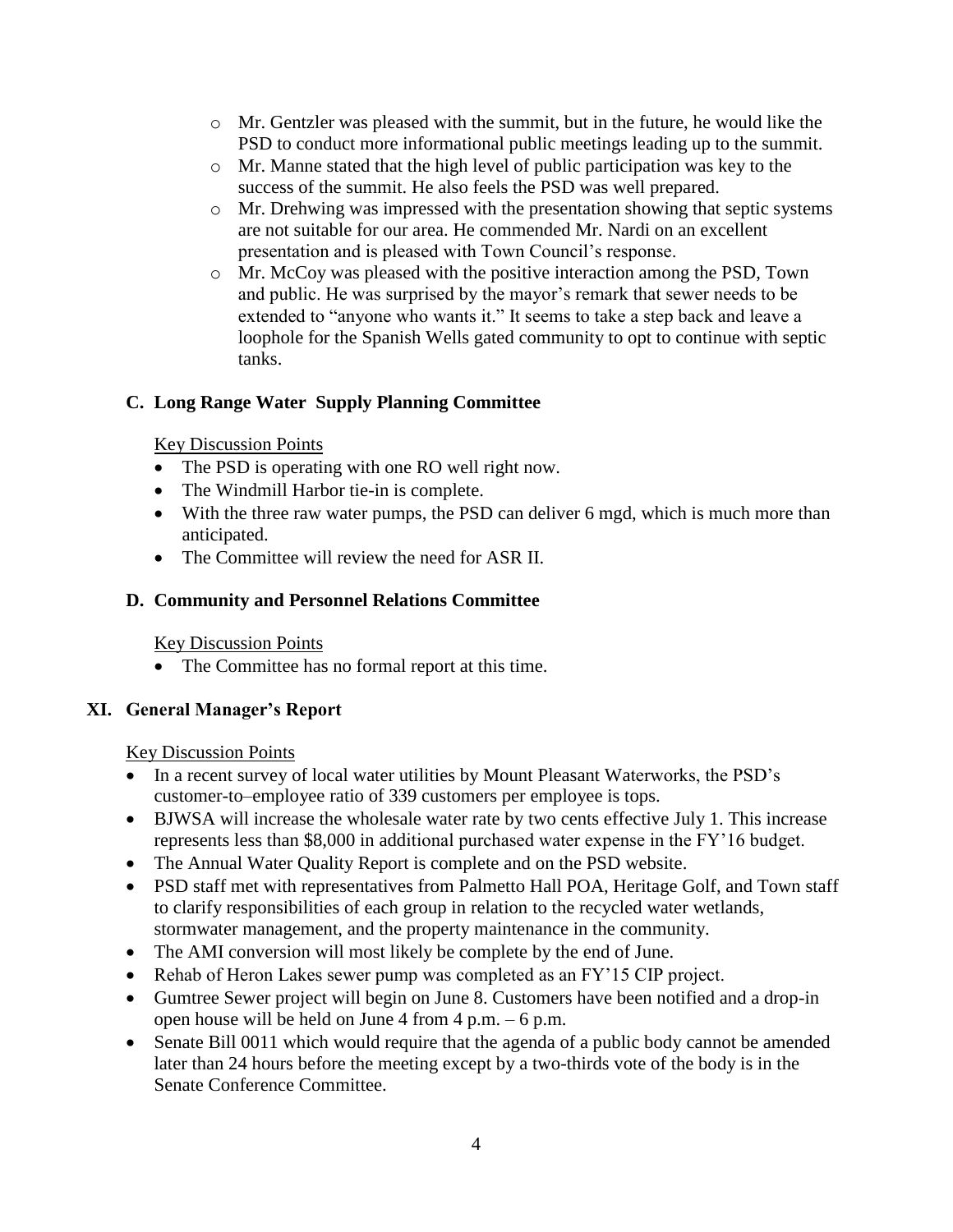- Mr. Gentzler was pleased with the summit, but in the future, he would like the PSD to conduct more informational public meetings leading up to the summit.
- Mr. Manne stated that the high level of public participation was key to the success of the summit. He also feels the PSD was well prepared.
- Mr. Drehwing was impressed with the presentation showing that septic systems are not suitable for our area. He commended Mr. Nardi on an excellent presentation and is pleased with Town Council's response.
- Mr. McCoy was pleased with the positive interaction among the PSD, Town and public. He was surprised by the mayor's remark that sewer needs to be extended to "anyone who wants it." It seems to take a step back and leave a loophole for the Spanish Wells gated community to opt to continue with septic tanks.

### C. Long Range Water Supply Planning Committee

Key Discussion Points

- The PSD is operating with one RO well right now.
- The Windmill Harbor tie-in is complete.
- With the three raw water pumps, the PSD can deliver 6 mgd, which is much more than anticipated.
- The Committee will review the need for ASR II.

### D. Community and Personnel Relations Committee

Key Discussion Points

- The Committee has no formal report at this time.

## XI. General Manager's Report

Key Discussion Points

- In a recent survey of local water utilities by Mount Pleasant Waterworks, the PSD's customer-to–employee ratio of 339 customers per employee is tops.
- BJWSA will increase the wholesale water rate by two cents effective July 1. This increase represents less than $8,000 in additional purchased water expense in the FY'16 budget.
- The Annual Water Quality Report is complete and on the PSD website.
- PSD staff met with representatives from Palmetto Hall POA, Heritage Golf, and Town staff to clarify responsibilities of each group in relation to the recycled water wetlands, stormwater management, and the property maintenance in the community.
- The AMI conversion will most likely be complete by the end of June.
- Rehab of Heron Lakes sewer pump was completed as an FY'15 CIP project.
- Gumtree Sewer project will begin on June 8. Customers have been notified and a drop-in open house will be held on June 4 from 4 p.m. – 6 p.m.
- Senate Bill 0011 which would require that the agenda of a public body cannot be amended later than 24 hours before the meeting except by a two-thirds vote of the body is in the Senate Conference Committee.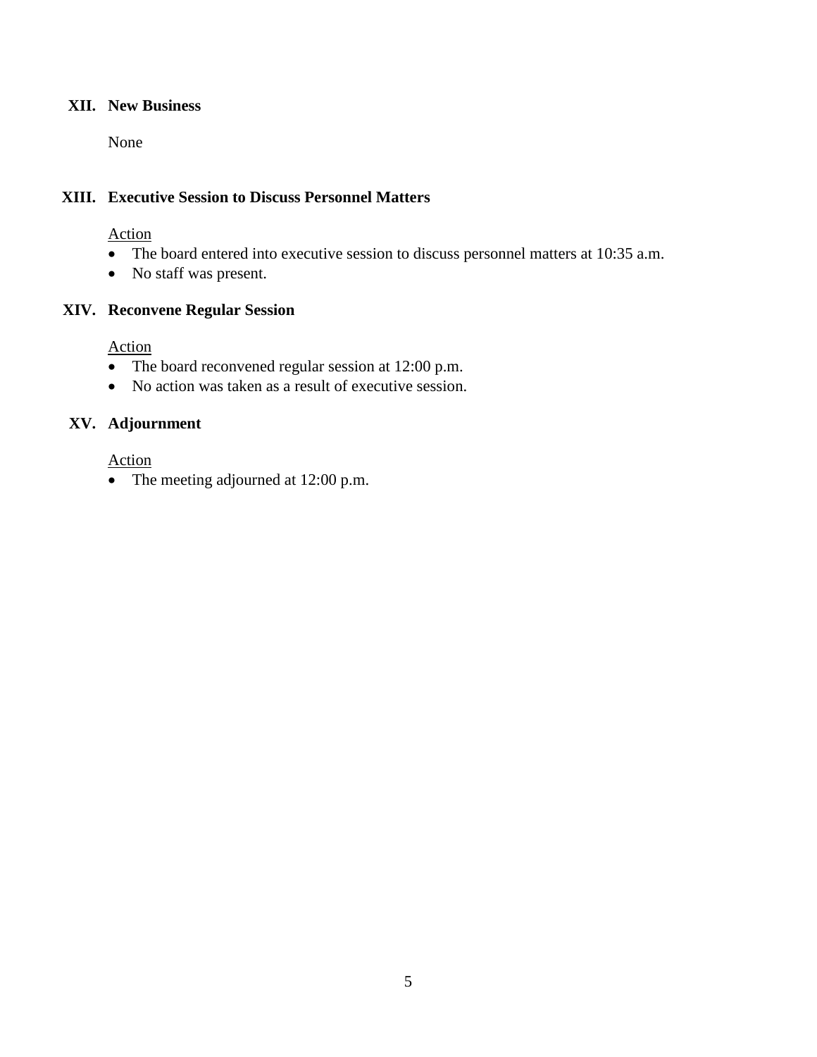## XII. New Business

None

## XIII. Executive Session to Discuss Personnel Matters

Action

- The board entered into executive session to discuss personnel matters at 10:35 a.m.
- No staff was present.

## XIV. Reconvene Regular Session

Action

- The board reconvened regular session at 12:00 p.m.
- No action was taken as a result of executive session.

## XV. Adjournment

Action

- The meeting adjourned at 12:00 p.m.